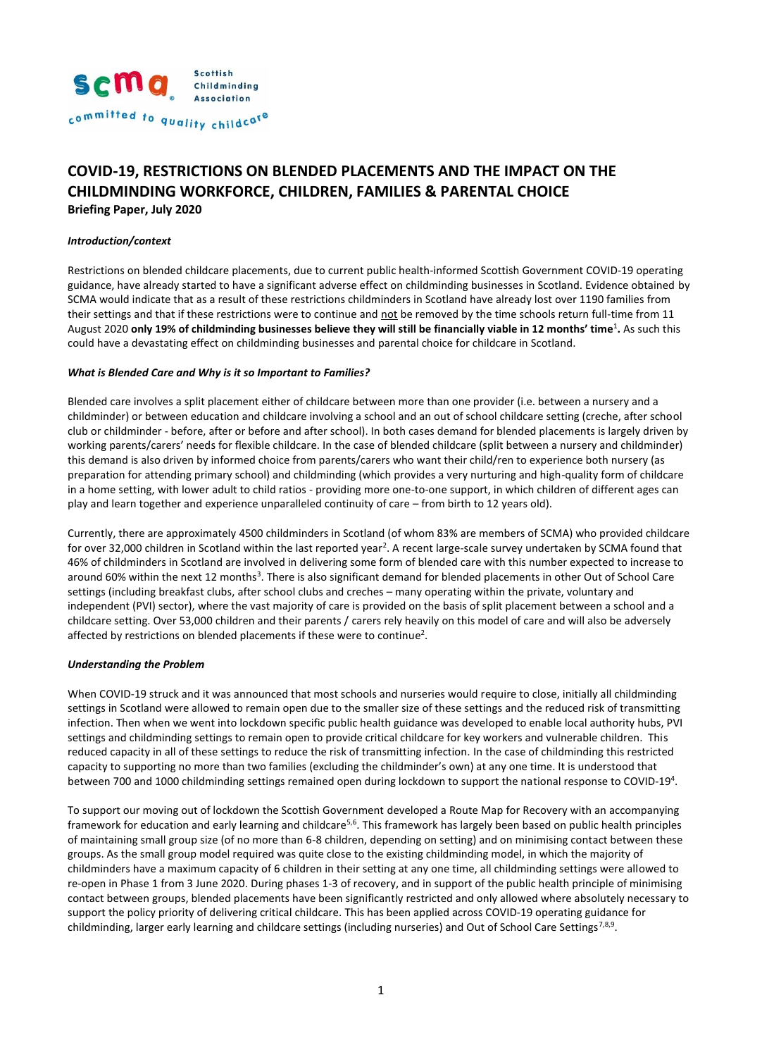# COVID-19, RESTRICTIONS ON BLENDED PLACEMENTS AND THE IMPACT ON THE CHILDMINDING WORKFORCE, CHILDREN, FAMILIES & PARENTAL CHOICE

**Briefing Paper, July 2020**

***Introduction/context***

Restrictions on blended childcare placements, due to current public health-informed Scottish Government COVID-19 operating guidance, have already started to have a significant adverse effect on childminding businesses in Scotland. Evidence obtained by SCMA would indicate that as a result of these restrictions childminders in Scotland have already lost over 1190 families from their settings and that if these restrictions were to continue and not be removed by the time schools return full-time from 11 August 2020 **only 19% of childminding businesses believe they will still be financially viable in 12 months' time**[1]**.** As such this could have a devastating effect on childminding businesses and parental choice for childcare in Scotland.

***What is Blended Care and Why is it so Important to Families?***

Blended care involves a split placement either of childcare between more than one provider (i.e. between a nursery and a childminder) or between education and childcare involving a school and an out of school childcare setting (creche, after school club or childminder - before, after or before and after school). In both cases demand for blended placements is largely driven by working parents/carers' needs for flexible childcare. In the case of blended childcare (split between a nursery and childminder) this demand is also driven by informed choice from parents/carers who want their child/ren to experience both nursery (as preparation for attending primary school) and childminding (which provides a very nurturing and high-quality form of childcare in a home setting, with lower adult to child ratios - providing more one-to-one support, in which children of different ages can play and learn together and experience unparalleled continuity of care – from birth to 12 years old).

Currently, there are approximately 4500 childminders in Scotland (of whom 83% are members of SCMA) who provided childcare for over 32,000 children in Scotland within the last reported year[2]. A recent large-scale survey undertaken by SCMA found that 46% of childminders in Scotland are involved in delivering some form of blended care with this number expected to increase to around 60% within the next 12 months[3]. There is also significant demand for blended placements in other Out of School Care settings (including breakfast clubs, after school clubs and creches – many operating within the private, voluntary and independent (PVI) sector), where the vast majority of care is provided on the basis of split placement between a school and a childcare setting. Over 53,000 children and their parents / carers rely heavily on this model of care and will also be adversely affected by restrictions on blended placements if these were to continue[2].

***Understanding the Problem***

When COVID-19 struck and it was announced that most schools and nurseries would require to close, initially all childminding settings in Scotland were allowed to remain open due to the smaller size of these settings and the reduced risk of transmitting infection. Then when we went into lockdown specific public health guidance was developed to enable local authority hubs, PVI settings and childminding settings to remain open to provide critical childcare for key workers and vulnerable children. This reduced capacity in all of these settings to reduce the risk of transmitting infection. In the case of childminding this restricted capacity to supporting no more than two families (excluding the childminder's own) at any one time. It is understood that between 700 and 1000 childminding settings remained open during lockdown to support the national response to COVID-19[4].

To support our moving out of lockdown the Scottish Government developed a Route Map for Recovery with an accompanying framework for education and early learning and childcare[5,6]. This framework has largely been based on public health principles of maintaining small group size (of no more than 6-8 children, depending on setting) and on minimising contact between these groups. As the small group model required was quite close to the existing childminding model, in which the majority of childminders have a maximum capacity of 6 children in their setting at any one time, all childminding settings were allowed to re-open in Phase 1 from 3 June 2020. During phases 1-3 of recovery, and in support of the public health principle of minimising contact between groups, blended placements have been significantly restricted and only allowed where absolutely necessary to support the policy priority of delivering critical childcare. This has been applied across COVID-19 operating guidance for childminding, larger early learning and childcare settings (including nurseries) and Out of School Care Settings[7,8,9].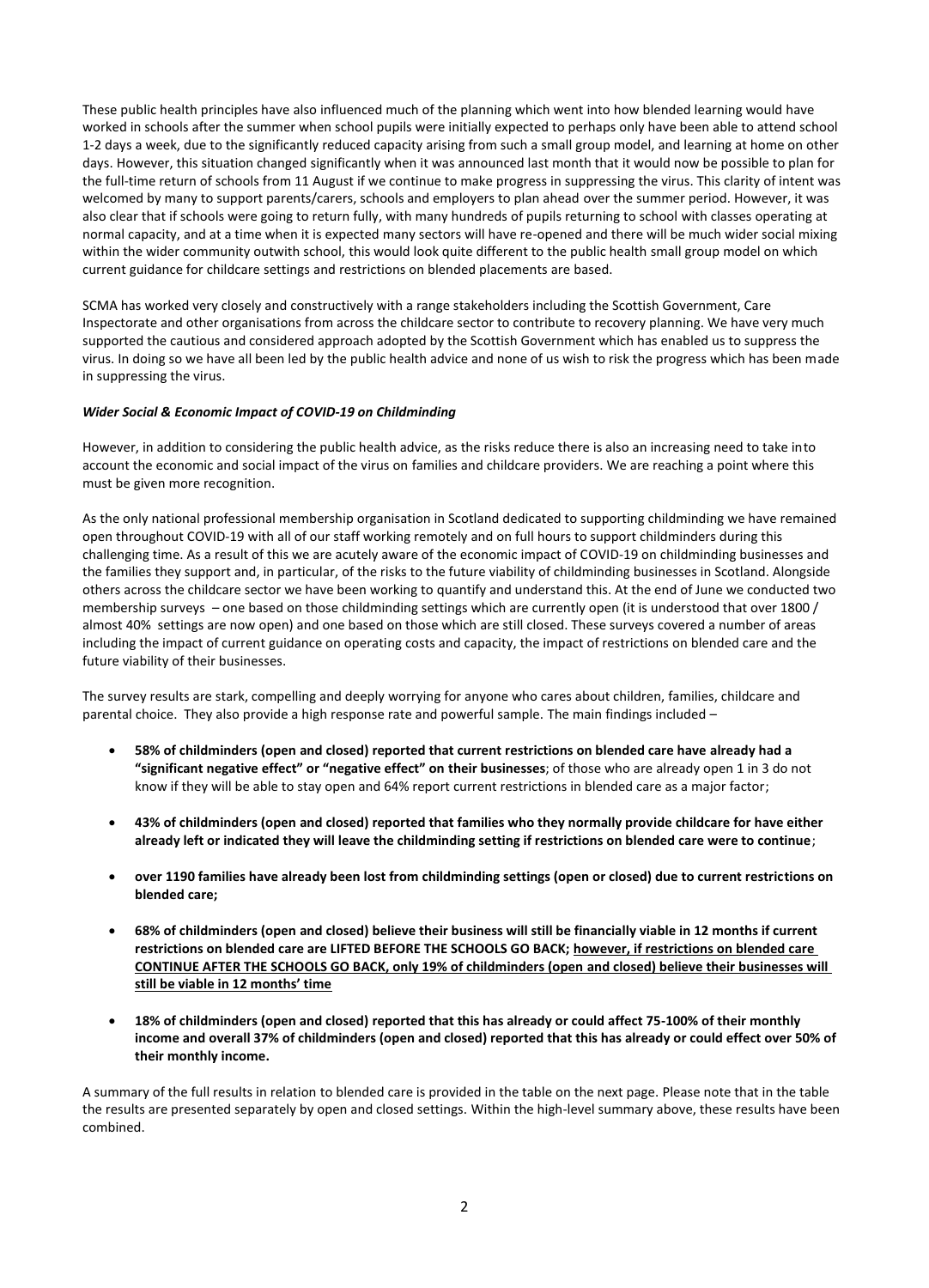These public health principles have also influenced much of the planning which went into how blended learning would have worked in schools after the summer when school pupils were initially expected to perhaps only have been able to attend school 1-2 days a week, due to the significantly reduced capacity arising from such a small group model, and learning at home on other days. However, this situation changed significantly when it was announced last month that it would now be possible to plan for the full-time return of schools from 11 August if we continue to make progress in suppressing the virus. This clarity of intent was welcomed by many to support parents/carers, schools and employers to plan ahead over the summer period. However, it was also clear that if schools were going to return fully, with many hundreds of pupils returning to school with classes operating at normal capacity, and at a time when it is expected many sectors will have re-opened and there will be much wider social mixing within the wider community outwith school, this would look quite different to the public health small group model on which current guidance for childcare settings and restrictions on blended placements are based.

SCMA has worked very closely and constructively with a range stakeholders including the Scottish Government, Care Inspectorate and other organisations from across the childcare sector to contribute to recovery planning. We have very much supported the cautious and considered approach adopted by the Scottish Government which has enabled us to suppress the virus. In doing so we have all been led by the public health advice and none of us wish to risk the progress which has been made in suppressing the virus.

***Wider Social & Economic Impact of COVID-19 on Childminding***

However, in addition to considering the public health advice, as the risks reduce there is also an increasing need to take into account the economic and social impact of the virus on families and childcare providers. We are reaching a point where this must be given more recognition.

As the only national professional membership organisation in Scotland dedicated to supporting childminding we have remained open throughout COVID-19 with all of our staff working remotely and on full hours to support childminders during this challenging time. As a result of this we are acutely aware of the economic impact of COVID-19 on childminding businesses and the families they support and, in particular, of the risks to the future viability of childminding businesses in Scotland. Alongside others across the childcare sector we have been working to quantify and understand this. At the end of June we conducted two membership surveys – one based on those childminding settings which are currently open (it is understood that over 1800 / almost 40% settings are now open) and one based on those which are still closed. These surveys covered a number of areas including the impact of current guidance on operating costs and capacity, the impact of restrictions on blended care and the future viability of their businesses.

The survey results are stark, compelling and deeply worrying for anyone who cares about children, families, childcare and parental choice. They also provide a high response rate and powerful sample. The main findings included –

- **58% of childminders (open and closed) reported that current restrictions on blended care have already had a "significant negative effect" or "negative effect" on their businesses**; of those who are already open 1 in 3 do not know if they will be able to stay open and 64% report current restrictions in blended care as a major factor;
- **43% of childminders (open and closed) reported that families who they normally provide childcare for have either already left or indicated they will leave the childminding setting if restrictions on blended care were to continue**;
- **over 1190 families have already been lost from childminding settings (open or closed) due to current restrictions on blended care;**
- **68% of childminders (open and closed) believe their business will still be financially viable in 12 months if current restrictions on blended care are LIFTED BEFORE THE SCHOOLS GO BACK; <u>however, if restrictions on blended care CONTINUE AFTER THE SCHOOLS GO BACK, only 19% of childminders (open and closed) believe their businesses will still be viable in 12 months' time</u>**
- **18% of childminders (open and closed) reported that this has already or could affect 75-100% of their monthly income and overall 37% of childminders (open and closed) reported that this has already or could effect over 50% of their monthly income.**

A summary of the full results in relation to blended care is provided in the table on the next page. Please note that in the table the results are presented separately by open and closed settings. Within the high-level summary above, these results have been combined.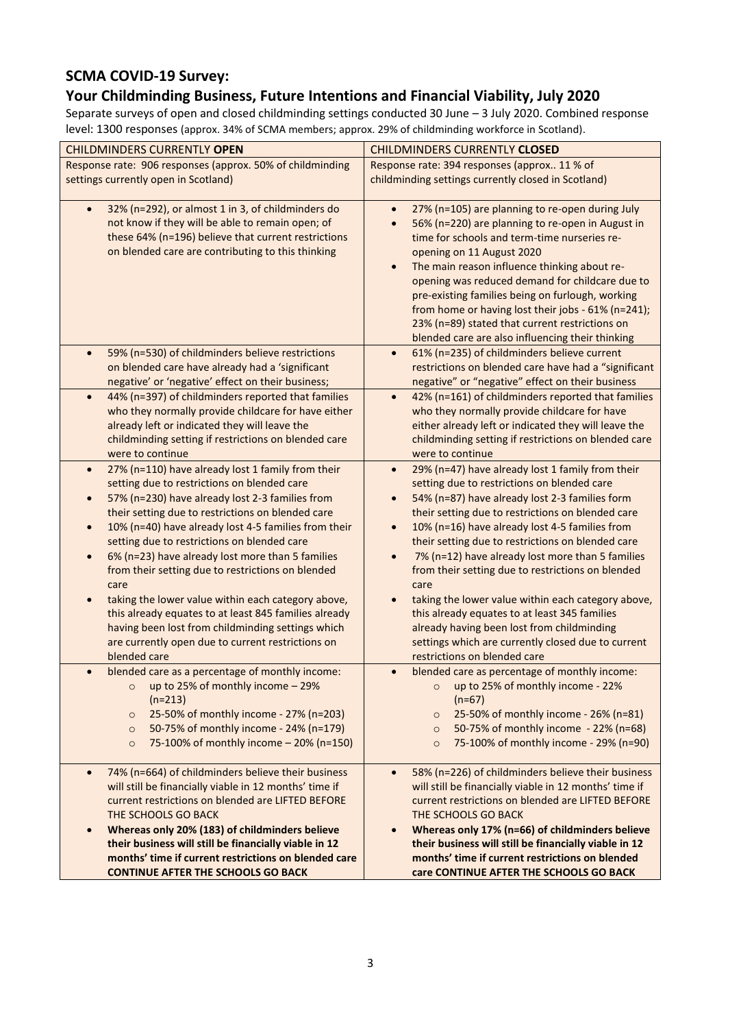## SCMA COVID-19 Survey:

## Your Childminding Business, Future Intentions and Financial Viability, July 2020

Separate surveys of open and closed childminding settings conducted 30 June – 3 July 2020. Combined response level: 1300 responses (approx. 34% of SCMA members; approx. 29% of childminding workforce in Scotland).

| CHILDMINDERS CURRENTLY **OPEN** | CHILDMINDERS CURRENTLY **CLOSED** |
|---|---|
| Response rate: 906 responses (approx. 50% of childminding settings currently open in Scotland) | Response rate: 394 responses (approx.. 11 % of childminding settings currently closed in Scotland) |
| • 32% (n=292), or almost 1 in 3, of childminders do not know if they will be able to remain open; of these 64% (n=196) believe that current restrictions on blended care are contributing to this thinking | • 27% (n=105) are planning to re-open during July<br>• 56% (n=220) are planning to re-open in August in time for schools and term-time nurseries re-opening on 11 August 2020<br>• The main reason influence thinking about re-opening was reduced demand for childcare due to pre-existing families being on furlough, working from home or having lost their jobs - 61% (n=241); 23% (n=89) stated that current restrictions on blended care are also influencing their thinking |
| • 59% (n=530) of childminders believe restrictions on blended care have already had a 'significant negative' or 'negative' effect on their business; | • 61% (n=235) of childminders believe current restrictions on blended care have had a "significant negative" or "negative" effect on their business |
| • 44% (n=397) of childminders reported that families who they normally provide childcare for have either already left or indicated they will leave the childminding setting if restrictions on blended care were to continue | • 42% (n=161) of childminders reported that families who they normally provide childcare for have either already left or indicated they will leave the childminding setting if restrictions on blended care were to continue |
| • 27% (n=110) have already lost 1 family from their setting due to restrictions on blended care<br>• 57% (n=230) have already lost 2-3 families from their setting due to restrictions on blended care<br>• 10% (n=40) have already lost 4-5 families from their setting due to restrictions on blended care<br>• 6% (n=23) have already lost more than 5 families from their setting due to restrictions on blended care<br>• taking the lower value within each category above, this already equates to at least 845 families already having been lost from childminding settings which are currently open due to current restrictions on blended care | • 29% (n=47) have already lost 1 family from their setting due to restrictions on blended care<br>• 54% (n=87) have already lost 2-3 families form their setting due to restrictions on blended care<br>• 10% (n=16) have already lost 4-5 families from their setting due to restrictions on blended care<br>• 7% (n=12) have already lost more than 5 families from their setting due to restrictions on blended care<br>• taking the lower value within each category above, this already equates to at least 345 families already having been lost from childminding settings which are currently closed due to current restrictions on blended care |
| • blended care as a percentage of monthly income:<br>  ○ up to 25% of monthly income – 29% (n=213)<br>  ○ 25-50% of monthly income - 27% (n=203)<br>  ○ 50-75% of monthly income - 24% (n=179)<br>  ○ 75-100% of monthly income – 20% (n=150) | • blended care as percentage of monthly income:<br>  ○ up to 25% of monthly income - 22% (n=67)<br>  ○ 25-50% of monthly income - 26% (n=81)<br>  ○ 50-75% of monthly income - 22% (n=68)<br>  ○ 75-100% of monthly income - 29% (n=90) |
| • 74% (n=664) of childminders believe their business will still be financially viable in 12 months' time if current restrictions on blended are LIFTED BEFORE THE SCHOOLS GO BACK<br>• **Whereas only 20% (183) of childminders believe their business will still be financially viable in 12 months' time if current restrictions on blended care CONTINUE AFTER THE SCHOOLS GO BACK** | • 58% (n=226) of childminders believe their business will still be financially viable in 12 months' time if current restrictions on blended are LIFTED BEFORE THE SCHOOLS GO BACK<br>• **Whereas only 17% (n=66) of childminders believe their business will still be financially viable in 12 months' time if current restrictions on blended care CONTINUE AFTER THE SCHOOLS GO BACK** |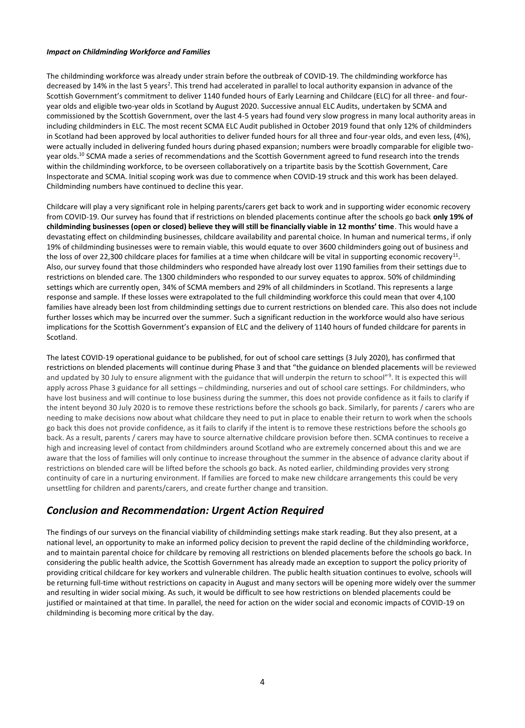***Impact on Childminding Workforce and Families***

The childminding workforce was already under strain before the outbreak of COVID-19. The childminding workforce has decreased by 14% in the last 5 years[2]. This trend had accelerated in parallel to local authority expansion in advance of the Scottish Government's commitment to deliver 1140 funded hours of Early Learning and Childcare (ELC) for all three- and four-year olds and eligible two-year olds in Scotland by August 2020. Successive annual ELC Audits, undertaken by SCMA and commissioned by the Scottish Government, over the last 4-5 years had found very slow progress in many local authority areas in including childminders in ELC. The most recent SCMA ELC Audit published in October 2019 found that only 12% of childminders in Scotland had been approved by local authorities to deliver funded hours for all three and four-year olds, and even less, (4%), were actually included in delivering funded hours during phased expansion; numbers were broadly comparable for eligible two-year olds.[10] SCMA made a series of recommendations and the Scottish Government agreed to fund research into the trends within the childminding workforce, to be overseen collaboratively on a tripartite basis by the Scottish Government, Care Inspectorate and SCMA. Initial scoping work was due to commence when COVID-19 struck and this work has been delayed. Childminding numbers have continued to decline this year.

Childcare will play a very significant role in helping parents/carers get back to work and in supporting wider economic recovery from COVID-19. Our survey has found that if restrictions on blended placements continue after the schools go back **only 19% of childminding businesses (open or closed) believe they will still be financially viable in 12 months' time**. This would have a devastating effect on childminding businesses, childcare availability and parental choice. In human and numerical terms, if only 19% of childminding businesses were to remain viable, this would equate to over 3600 childminders going out of business and the loss of over 22,300 childcare places for families at a time when childcare will be vital in supporting economic recovery[11]. Also, our survey found that those childminders who responded have already lost over 1190 families from their settings due to restrictions on blended care. The 1300 childminders who responded to our survey equates to approx. 50% of childminding settings which are currently open, 34% of SCMA members and 29% of all childminders in Scotland. This represents a large response and sample. If these losses were extrapolated to the full childminding workforce this could mean that over 4,100 families have already been lost from childminding settings due to current restrictions on blended care. This also does not include further losses which may be incurred over the summer. Such a significant reduction in the workforce would also have serious implications for the Scottish Government's expansion of ELC and the delivery of 1140 hours of funded childcare for parents in Scotland.

The latest COVID-19 operational guidance to be published, for out of school care settings (3 July 2020), has confirmed that restrictions on blended placements will continue during Phase 3 and that "the guidance on blended placements will be reviewed and updated by 30 July to ensure alignment with the guidance that will underpin the return to school"[9]. It is expected this will apply across Phase 3 guidance for all settings – childminding, nurseries and out of school care settings. For childminders, who have lost business and will continue to lose business during the summer, this does not provide confidence as it fails to clarify if the intent beyond 30 July 2020 is to remove these restrictions before the schools go back. Similarly, for parents / carers who are needing to make decisions now about what childcare they need to put in place to enable their return to work when the schools go back this does not provide confidence, as it fails to clarify if the intent is to remove these restrictions before the schools go back. As a result, parents / carers may have to source alternative childcare provision before then. SCMA continues to receive a high and increasing level of contact from childminders around Scotland who are extremely concerned about this and we are aware that the loss of families will only continue to increase throughout the summer in the absence of advance clarity about if restrictions on blended care will be lifted before the schools go back. As noted earlier, childminding provides very strong continuity of care in a nurturing environment. If families are forced to make new childcare arrangements this could be very unsettling for children and parents/carers, and create further change and transition.

## *Conclusion and Recommendation: Urgent Action Required*

The findings of our surveys on the financial viability of childminding settings make stark reading. But they also present, at a national level, an opportunity to make an informed policy decision to prevent the rapid decline of the childminding workforce, and to maintain parental choice for childcare by removing all restrictions on blended placements before the schools go back. In considering the public health advice, the Scottish Government has already made an exception to support the policy priority of providing critical childcare for key workers and vulnerable children. The public health situation continues to evolve, schools will be returning full-time without restrictions on capacity in August and many sectors will be opening more widely over the summer and resulting in wider social mixing. As such, it would be difficult to see how restrictions on blended placements could be justified or maintained at that time. In parallel, the need for action on the wider social and economic impacts of COVID-19 on childminding is becoming more critical by the day.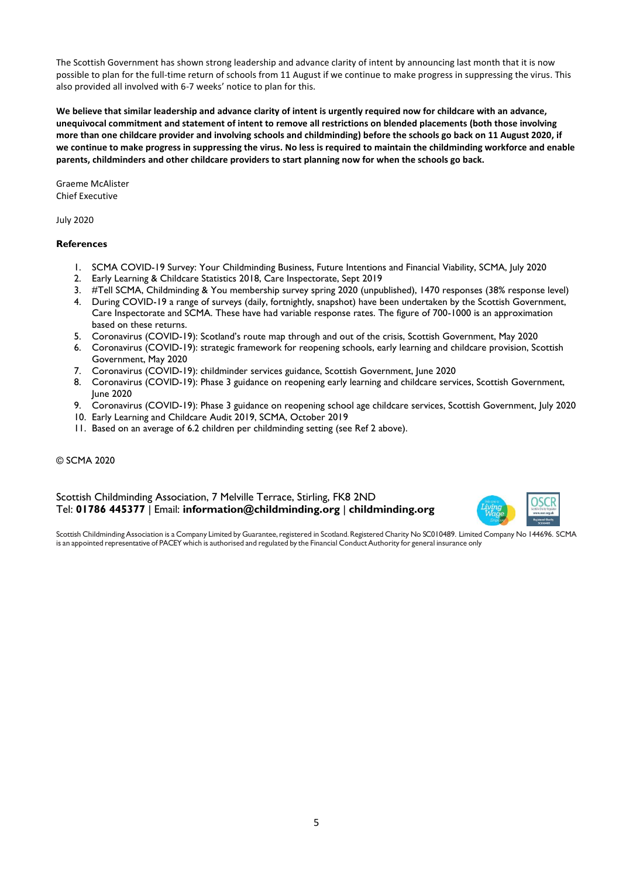The Scottish Government has shown strong leadership and advance clarity of intent by announcing last month that it is now possible to plan for the full-time return of schools from 11 August if we continue to make progress in suppressing the virus. This also provided all involved with 6-7 weeks' notice to plan for this.

**We believe that similar leadership and advance clarity of intent is urgently required now for childcare with an advance, unequivocal commitment and statement of intent to remove all restrictions on blended placements (both those involving more than one childcare provider and involving schools and childminding) before the schools go back on 11 August 2020, if we continue to make progress in suppressing the virus. No less is required to maintain the childminding workforce and enable parents, childminders and other childcare providers to start planning now for when the schools go back.**

Graeme McAlister
Chief Executive

July 2020

**References**

1. SCMA COVID-19 Survey: Your Childminding Business, Future Intentions and Financial Viability, SCMA, July 2020
2. Early Learning & Childcare Statistics 2018, Care Inspectorate, Sept 2019
3. #Tell SCMA, Childminding & You membership survey spring 2020 (unpublished), 1470 responses (38% response level)
4. During COVID-19 a range of surveys (daily, fortnightly, snapshot) have been undertaken by the Scottish Government, Care Inspectorate and SCMA. These have had variable response rates. The figure of 700-1000 is an approximation based on these returns.
5. Coronavirus (COVID-19): Scotland's route map through and out of the crisis, Scottish Government, May 2020
6. Coronavirus (COVID-19): strategic framework for reopening schools, early learning and childcare provision, Scottish Government, May 2020
7. Coronavirus (COVID-19): childminder services guidance, Scottish Government, June 2020
8. Coronavirus (COVID-19): Phase 3 guidance on reopening early learning and childcare services, Scottish Government, June 2020
9. Coronavirus (COVID-19): Phase 3 guidance on reopening school age childcare services, Scottish Government, July 2020
10. Early Learning and Childcare Audit 2019, SCMA, October 2019
11. Based on an average of 6.2 children per childminding setting (see Ref 2 above).

© SCMA 2020

Scottish Childminding Association, 7 Melville Terrace, Stirling, FK8 2ND
Tel: **01786 445377** | Email: **information@childminding.org** | **childminding.org**

Scottish Childminding Association is a Company Limited by Guarantee, registered in Scotland. Registered Charity No SC010489. Limited Company No 144696. SCMA is an appointed representative of PACEY which is authorised and regulated by the Financial Conduct Authority for general insurance only